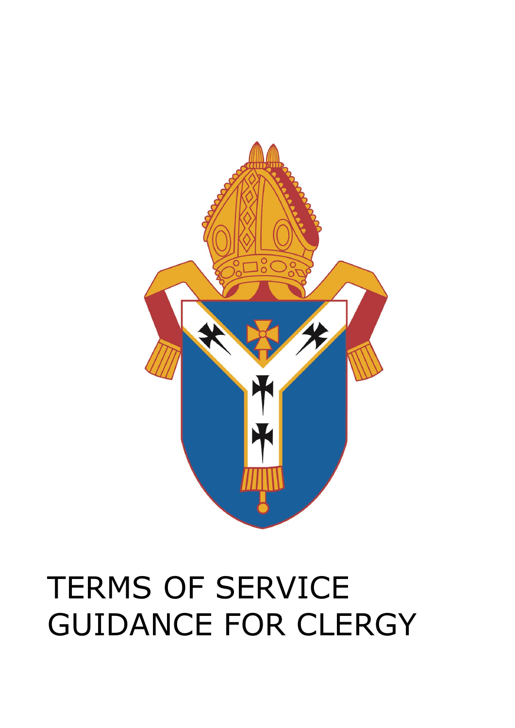# TERMS OF SERVICE GUIDANCE FOR CLERGY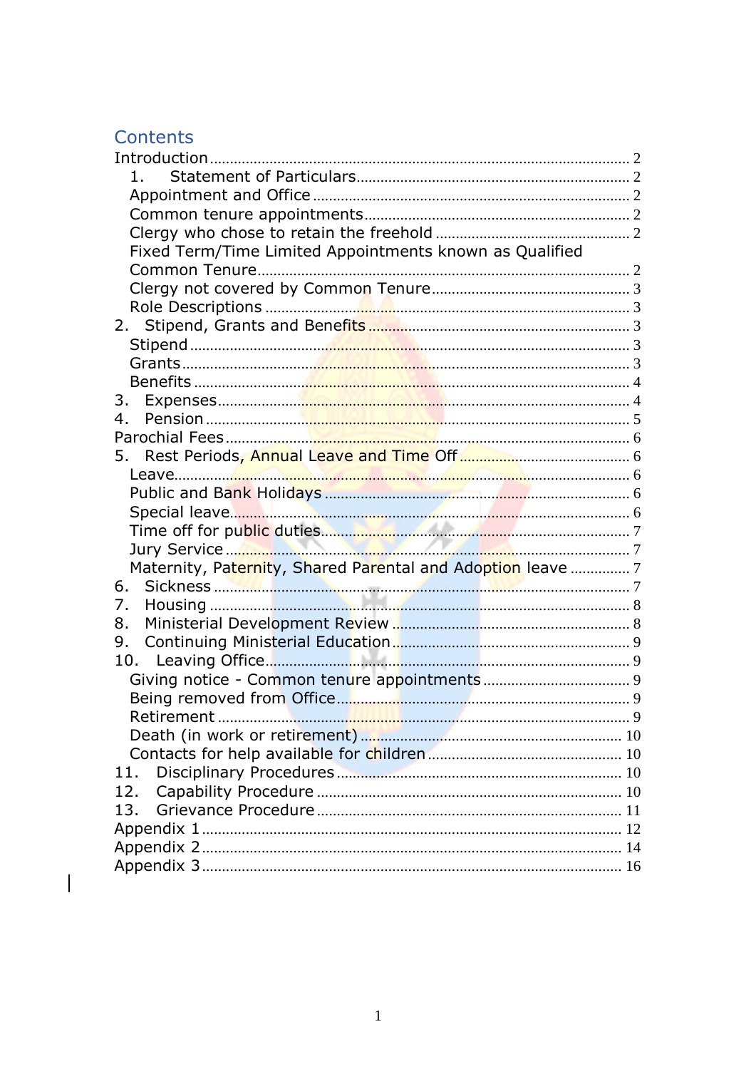# Contents

Introduction .......... 2

- 1. Statement of Particulars .......... 2
  - Appointment and Office .......... 2
  - Common tenure appointments .......... 2
  - Clergy who chose to retain the freehold .......... 2
  - Fixed Term/Time Limited Appointments known as Qualified Common Tenure .......... 2
  - Clergy not covered by Common Tenure .......... 3
  - Role Descriptions .......... 3
- 2. Stipend, Grants and Benefits .......... 3
  - Stipend .......... 3
  - Grants .......... 3
  - Benefits .......... 4
- 3. Expenses .......... 4
- 4. Pension .......... 5

Parochial Fees .......... 6

- 5. Rest Periods, Annual Leave and Time Off .......... 6
  - Leave .......... 6
  - Public and Bank Holidays .......... 6
  - Special leave .......... 6
  - Time off for public duties .......... 7
  - Jury Service .......... 7
  - Maternity, Paternity, Shared Parental and Adoption leave .......... 7
- 6. Sickness .......... 7
- 7. Housing .......... 8
- 8. Ministerial Development Review .......... 8
- 9. Continuing Ministerial Education .......... 9
- 10. Leaving Office .......... 9
  - Giving notice - Common tenure appointments .......... 9
  - Being removed from Office .......... 9
  - Retirement .......... 9
  - Death (in work or retirement) .......... 10
  - Contacts for help available for children .......... 10
- 11. Disciplinary Procedures .......... 10
- 12. Capability Procedure .......... 10
- 13. Grievance Procedure .......... 11

Appendix 1 .......... 12

Appendix 2 .......... 14

Appendix 3 .......... 16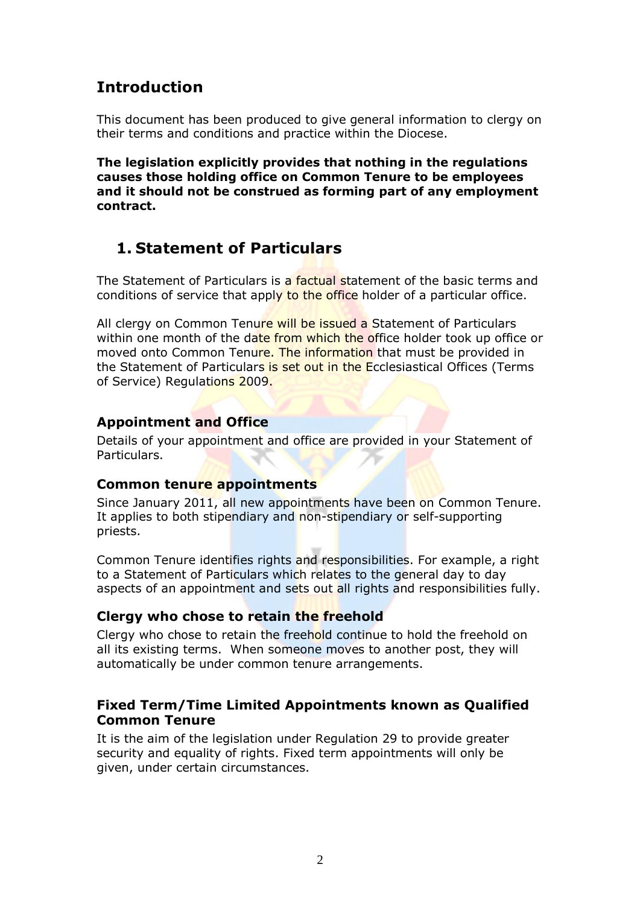# Introduction

This document has been produced to give general information to clergy on their terms and conditions and practice within the Diocese.

**The legislation explicitly provides that nothing in the regulations causes those holding office on Common Tenure to be employees and it should not be construed as forming part of any employment contract.**

## 1. Statement of Particulars

The Statement of Particulars is a factual statement of the basic terms and conditions of service that apply to the office holder of a particular office.

All clergy on Common Tenure will be issued a Statement of Particulars within one month of the date from which the office holder took up office or moved onto Common Tenure. The information that must be provided in the Statement of Particulars is set out in the Ecclesiastical Offices (Terms of Service) Regulations 2009.

### Appointment and Office

Details of your appointment and office are provided in your Statement of Particulars.

### Common tenure appointments

Since January 2011, all new appointments have been on Common Tenure. It applies to both stipendiary and non-stipendiary or self-supporting priests.

Common Tenure identifies rights and responsibilities. For example, a right to a Statement of Particulars which relates to the general day to day aspects of an appointment and sets out all rights and responsibilities fully.

### Clergy who chose to retain the freehold

Clergy who chose to retain the freehold continue to hold the freehold on all its existing terms. When someone moves to another post, they will automatically be under common tenure arrangements.

### Fixed Term/Time Limited Appointments known as Qualified Common Tenure

It is the aim of the legislation under Regulation 29 to provide greater security and equality of rights. Fixed term appointments will only be given, under certain circumstances.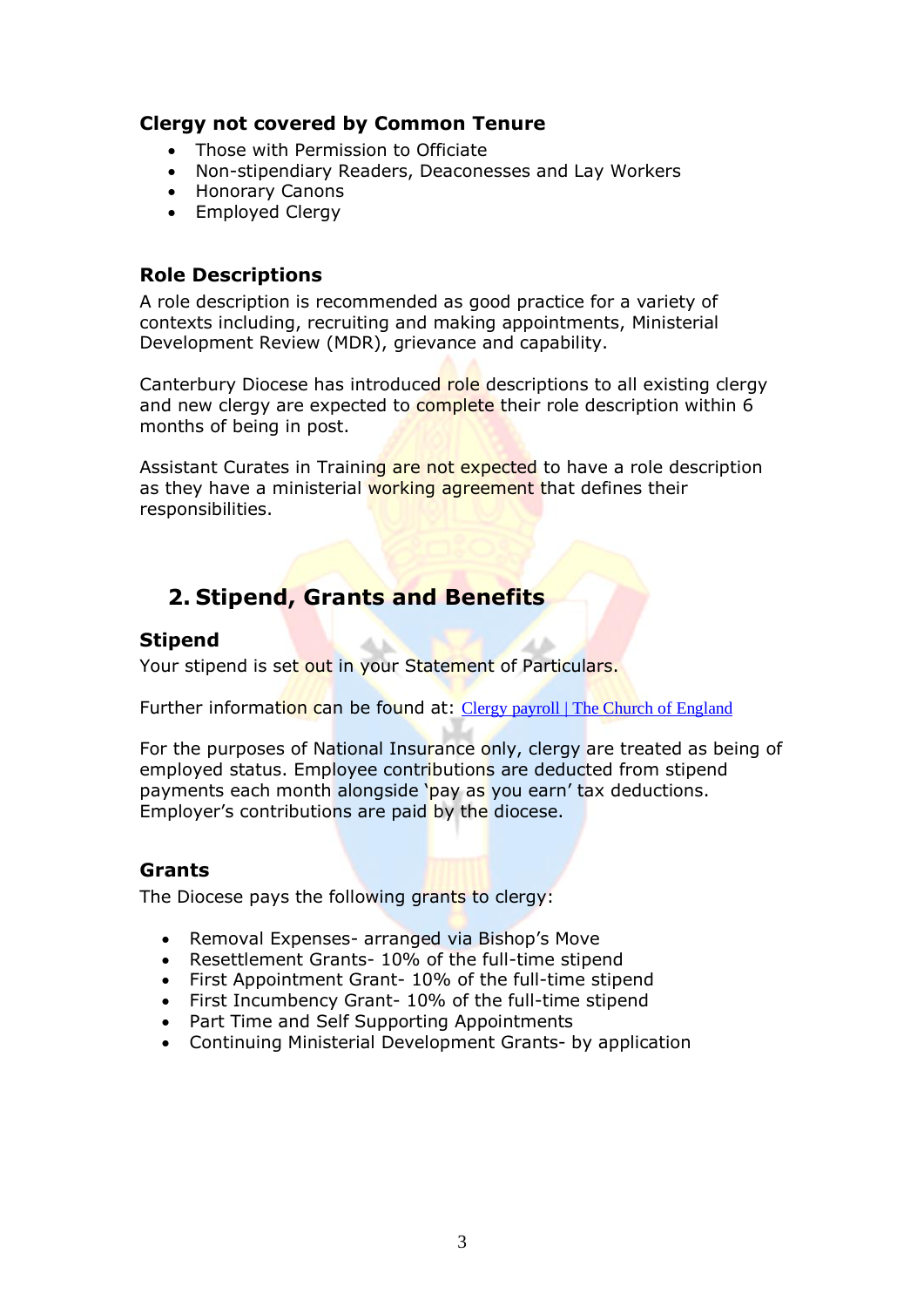### Clergy not covered by Common Tenure

- Those with Permission to Officiate
- Non-stipendiary Readers, Deaconesses and Lay Workers
- Honorary Canons
- Employed Clergy

### Role Descriptions

A role description is recommended as good practice for a variety of contexts including, recruiting and making appointments, Ministerial Development Review (MDR), grievance and capability.

Canterbury Diocese has introduced role descriptions to all existing clergy and new clergy are expected to complete their role description within 6 months of being in post.

Assistant Curates in Training are not expected to have a role description as they have a ministerial working agreement that defines their responsibilities.

## 2. Stipend, Grants and Benefits

### Stipend

Your stipend is set out in your Statement of Particulars.

Further information can be found at: [Clergy payroll | The Church of England]()

For the purposes of National Insurance only, clergy are treated as being of employed status. Employee contributions are deducted from stipend payments each month alongside 'pay as you earn' tax deductions. Employer's contributions are paid by the diocese.

### Grants

The Diocese pays the following grants to clergy:

- Removal Expenses- arranged via Bishop's Move
- Resettlement Grants- 10% of the full-time stipend
- First Appointment Grant- 10% of the full-time stipend
- First Incumbency Grant- 10% of the full-time stipend
- Part Time and Self Supporting Appointments
- Continuing Ministerial Development Grants- by application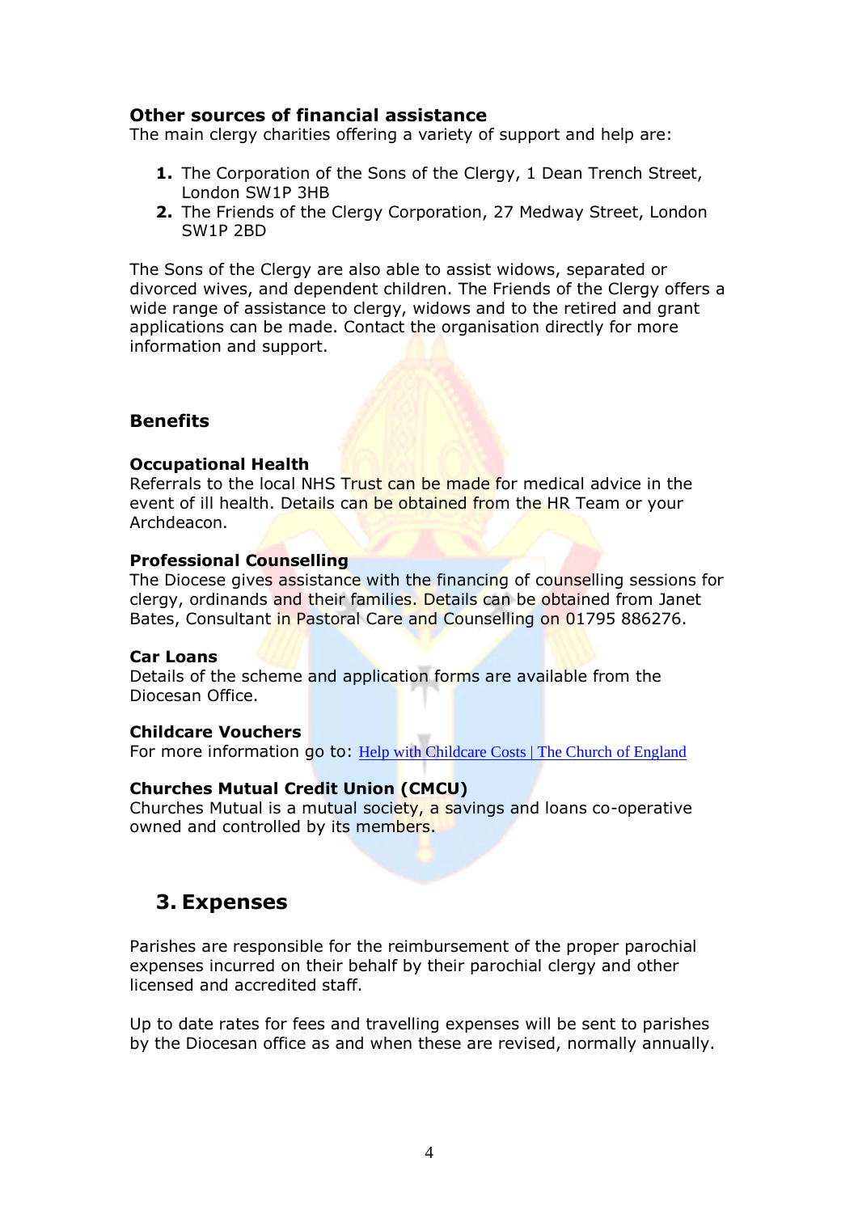### Other sources of financial assistance

The main clergy charities offering a variety of support and help are:

1. The Corporation of the Sons of the Clergy, 1 Dean Trench Street, London SW1P 3HB
2. The Friends of the Clergy Corporation, 27 Medway Street, London SW1P 2BD

The Sons of the Clergy are also able to assist widows, separated or divorced wives, and dependent children. The Friends of the Clergy offers a wide range of assistance to clergy, widows and to the retired and grant applications can be made. Contact the organisation directly for more information and support.

### Benefits

**Occupational Health**
Referrals to the local NHS Trust can be made for medical advice in the event of ill health. Details can be obtained from the HR Team or your Archdeacon.

**Professional Counselling**
The Diocese gives assistance with the financing of counselling sessions for clergy, ordinands and their families. Details can be obtained from Janet Bates, Consultant in Pastoral Care and Counselling on 01795 886276.

**Car Loans**
Details of the scheme and application forms are available from the Diocesan Office.

**Childcare Vouchers**
For more information go to: Help with Childcare Costs | The Church of England

**Churches Mutual Credit Union (CMCU)**
Churches Mutual is a mutual society, a savings and loans co-operative owned and controlled by its members.

## 3. Expenses

Parishes are responsible for the reimbursement of the proper parochial expenses incurred on their behalf by their parochial clergy and other licensed and accredited staff.

Up to date rates for fees and travelling expenses will be sent to parishes by the Diocesan office as and when these are revised, normally annually.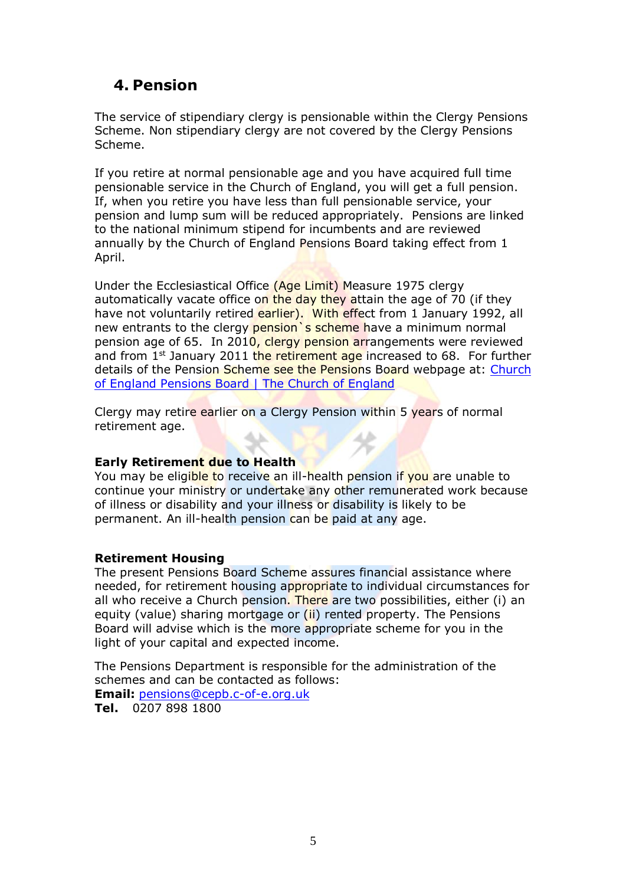## 4. Pension

The service of stipendiary clergy is pensionable within the Clergy Pensions Scheme. Non stipendiary clergy are not covered by the Clergy Pensions Scheme.

If you retire at normal pensionable age and you have acquired full time pensionable service in the Church of England, you will get a full pension. If, when you retire you have less than full pensionable service, your pension and lump sum will be reduced appropriately. Pensions are linked to the national minimum stipend for incumbents and are reviewed annually by the Church of England Pensions Board taking effect from 1 April.

Under the Ecclesiastical Office (Age Limit) Measure 1975 clergy automatically vacate office on the day they attain the age of 70 (if they have not voluntarily retired earlier). With effect from 1 January 1992, all new entrants to the clergy pension`s scheme have a minimum normal pension age of 65. In 2010, clergy pension arrangements were reviewed and from 1st January 2011 the retirement age increased to 68. For further details of the Pension Scheme see the Pensions Board webpage at: [Church of England Pensions Board | The Church of England]

Clergy may retire earlier on a Clergy Pension within 5 years of normal retirement age.

**Early Retirement due to Health**
You may be eligible to receive an ill-health pension if you are unable to continue your ministry or undertake any other remunerated work because of illness or disability and your illness or disability is likely to be permanent. An ill-health pension can be paid at any age.

**Retirement Housing**
The present Pensions Board Scheme assures financial assistance where needed, for retirement housing appropriate to individual circumstances for all who receive a Church pension. There are two possibilities, either (i) an equity (value) sharing mortgage or (ii) rented property. The Pensions Board will advise which is the more appropriate scheme for you in the light of your capital and expected income.

The Pensions Department is responsible for the administration of the schemes and can be contacted as follows:
**Email:** pensions@cepb.c-of-e.org.uk
**Tel.** 0207 898 1800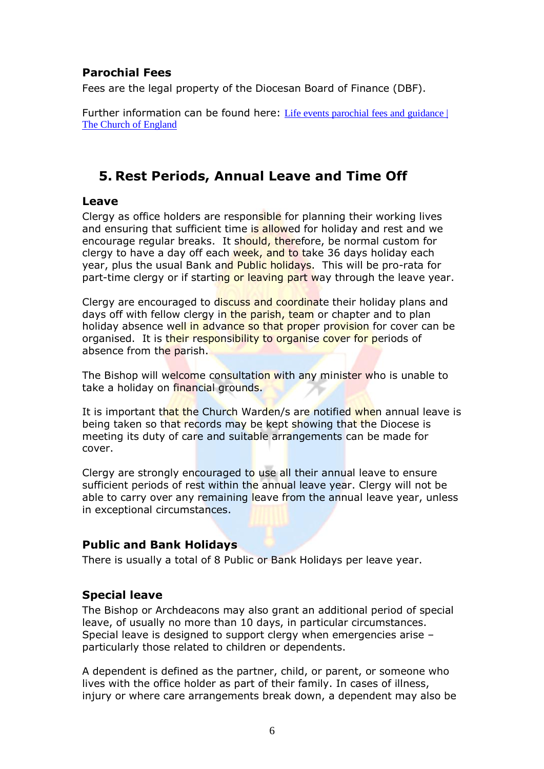### Parochial Fees

Fees are the legal property of the Diocesan Board of Finance (DBF).

Further information can be found here: [Life events parochial fees and guidance | The Church of England]()

## 5. Rest Periods, Annual Leave and Time Off

### Leave

Clergy as office holders are responsible for planning their working lives and ensuring that sufficient time is allowed for holiday and rest and we encourage regular breaks. It should, therefore, be normal custom for clergy to have a day off each week, and to take 36 days holiday each year, plus the usual Bank and Public holidays. This will be pro-rata for part-time clergy or if starting or leaving part way through the leave year.

Clergy are encouraged to discuss and coordinate their holiday plans and days off with fellow clergy in the parish, team or chapter and to plan holiday absence well in advance so that proper provision for cover can be organised. It is their responsibility to organise cover for periods of absence from the parish.

The Bishop will welcome consultation with any minister who is unable to take a holiday on financial grounds.

It is important that the Church Warden/s are notified when annual leave is being taken so that records may be kept showing that the Diocese is meeting its duty of care and suitable arrangements can be made for cover.

Clergy are strongly encouraged to use all their annual leave to ensure sufficient periods of rest within the annual leave year. Clergy will not be able to carry over any remaining leave from the annual leave year, unless in exceptional circumstances.

### Public and Bank Holidays

There is usually a total of 8 Public or Bank Holidays per leave year.

### Special leave

The Bishop or Archdeacons may also grant an additional period of special leave, of usually no more than 10 days, in particular circumstances. Special leave is designed to support clergy when emergencies arise – particularly those related to children or dependents.

A dependent is defined as the partner, child, or parent, or someone who lives with the office holder as part of their family. In cases of illness, injury or where care arrangements break down, a dependent may also be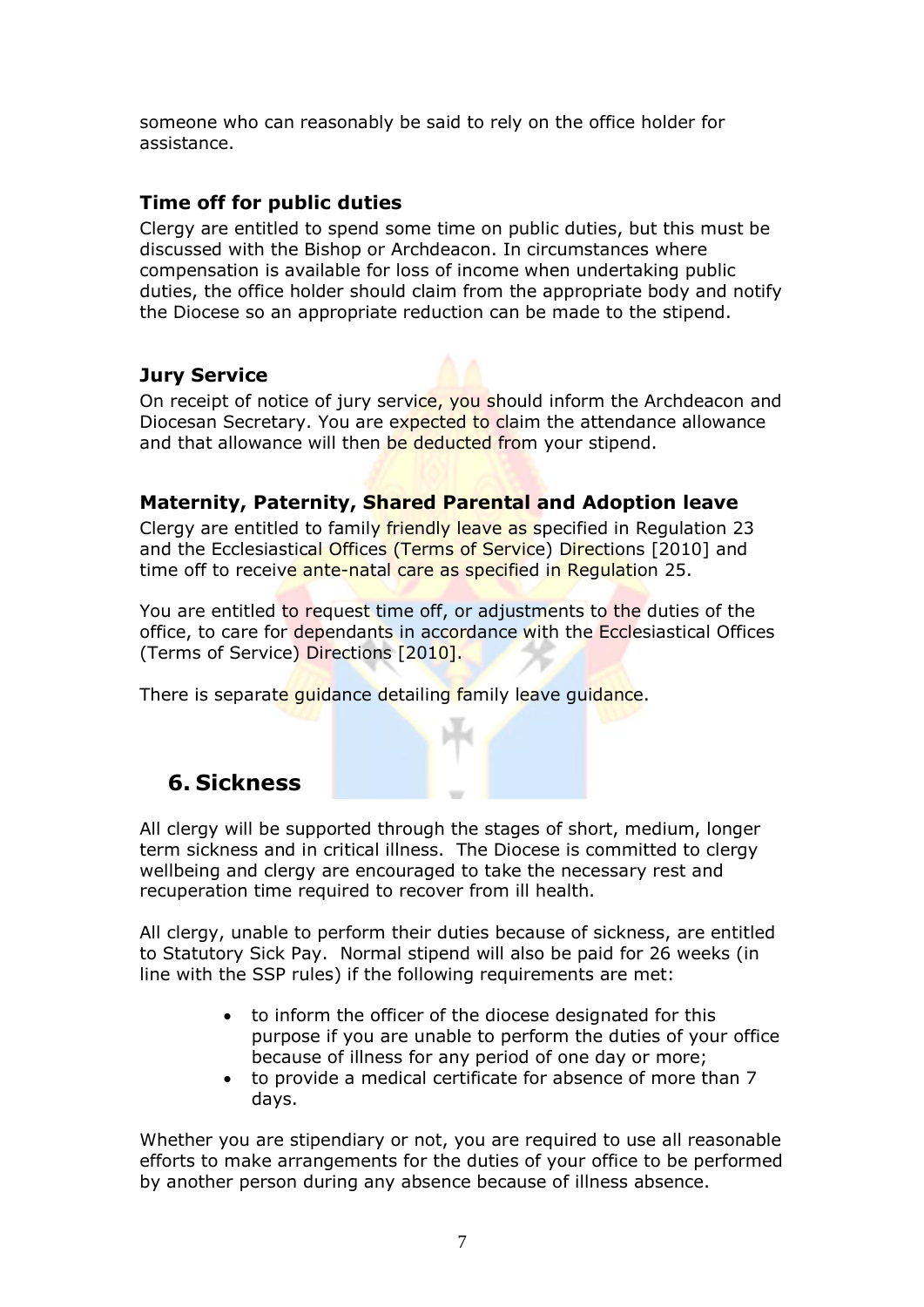someone who can reasonably be said to rely on the office holder for assistance.

### Time off for public duties

Clergy are entitled to spend some time on public duties, but this must be discussed with the Bishop or Archdeacon. In circumstances where compensation is available for loss of income when undertaking public duties, the office holder should claim from the appropriate body and notify the Diocese so an appropriate reduction can be made to the stipend.

### Jury Service

On receipt of notice of jury service, you should inform the Archdeacon and Diocesan Secretary. You are expected to claim the attendance allowance and that allowance will then be deducted from your stipend.

### Maternity, Paternity, Shared Parental and Adoption leave

Clergy are entitled to family friendly leave as specified in Regulation 23 and the Ecclesiastical Offices (Terms of Service) Directions [2010] and time off to receive ante-natal care as specified in Regulation 25.

You are entitled to request time off, or adjustments to the duties of the office, to care for dependants in accordance with the Ecclesiastical Offices (Terms of Service) Directions [2010].

There is separate guidance detailing family leave guidance.

## 6. Sickness

All clergy will be supported through the stages of short, medium, longer term sickness and in critical illness. The Diocese is committed to clergy wellbeing and clergy are encouraged to take the necessary rest and recuperation time required to recover from ill health.

All clergy, unable to perform their duties because of sickness, are entitled to Statutory Sick Pay. Normal stipend will also be paid for 26 weeks (in line with the SSP rules) if the following requirements are met:

- to inform the officer of the diocese designated for this purpose if you are unable to perform the duties of your office because of illness for any period of one day or more;
- to provide a medical certificate for absence of more than 7 days.

Whether you are stipendiary or not, you are required to use all reasonable efforts to make arrangements for the duties of your office to be performed by another person during any absence because of illness absence.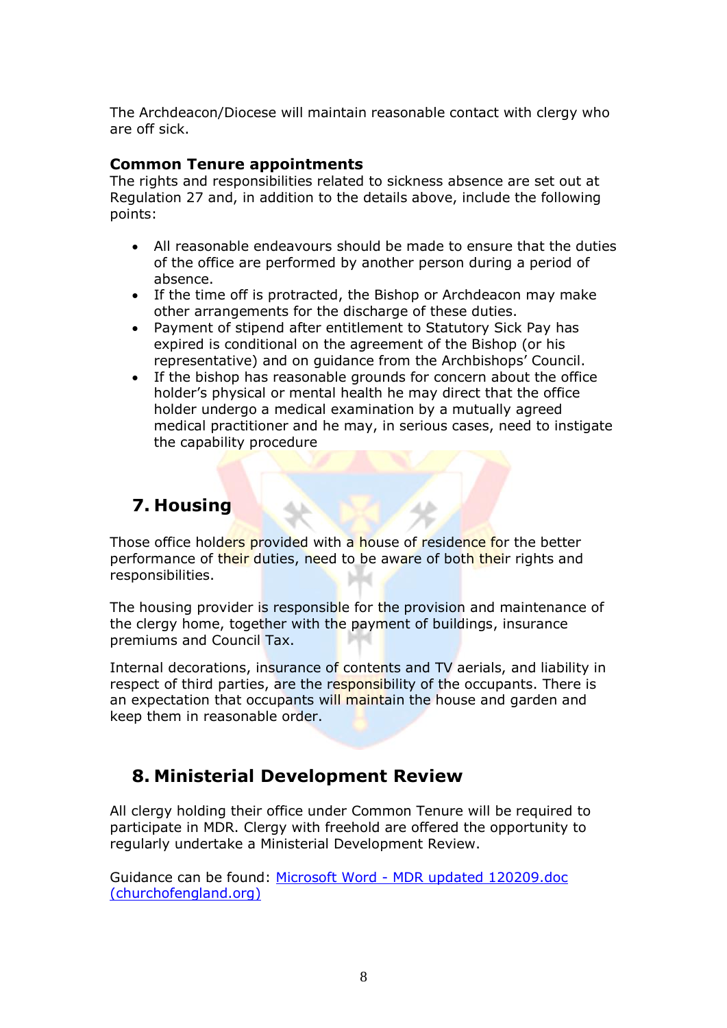The Archdeacon/Diocese will maintain reasonable contact with clergy who are off sick.

**Common Tenure appointments**

The rights and responsibilities related to sickness absence are set out at Regulation 27 and, in addition to the details above, include the following points:

- All reasonable endeavours should be made to ensure that the duties of the office are performed by another person during a period of absence.
- If the time off is protracted, the Bishop or Archdeacon may make other arrangements for the discharge of these duties.
- Payment of stipend after entitlement to Statutory Sick Pay has expired is conditional on the agreement of the Bishop (or his representative) and on guidance from the Archbishops' Council.
- If the bishop has reasonable grounds for concern about the office holder's physical or mental health he may direct that the office holder undergo a medical examination by a mutually agreed medical practitioner and he may, in serious cases, need to instigate the capability procedure

## 7. Housing

Those office holders provided with a house of residence for the better performance of their duties, need to be aware of both their rights and responsibilities.

The housing provider is responsible for the provision and maintenance of the clergy home, together with the payment of buildings, insurance premiums and Council Tax.

Internal decorations, insurance of contents and TV aerials, and liability in respect of third parties, are the responsibility of the occupants. There is an expectation that occupants will maintain the house and garden and keep them in reasonable order.

## 8. Ministerial Development Review

All clergy holding their office under Common Tenure will be required to participate in MDR. Clergy with freehold are offered the opportunity to regularly undertake a Ministerial Development Review.

Guidance can be found: [Microsoft Word - MDR updated 120209.doc (churchofengland.org)]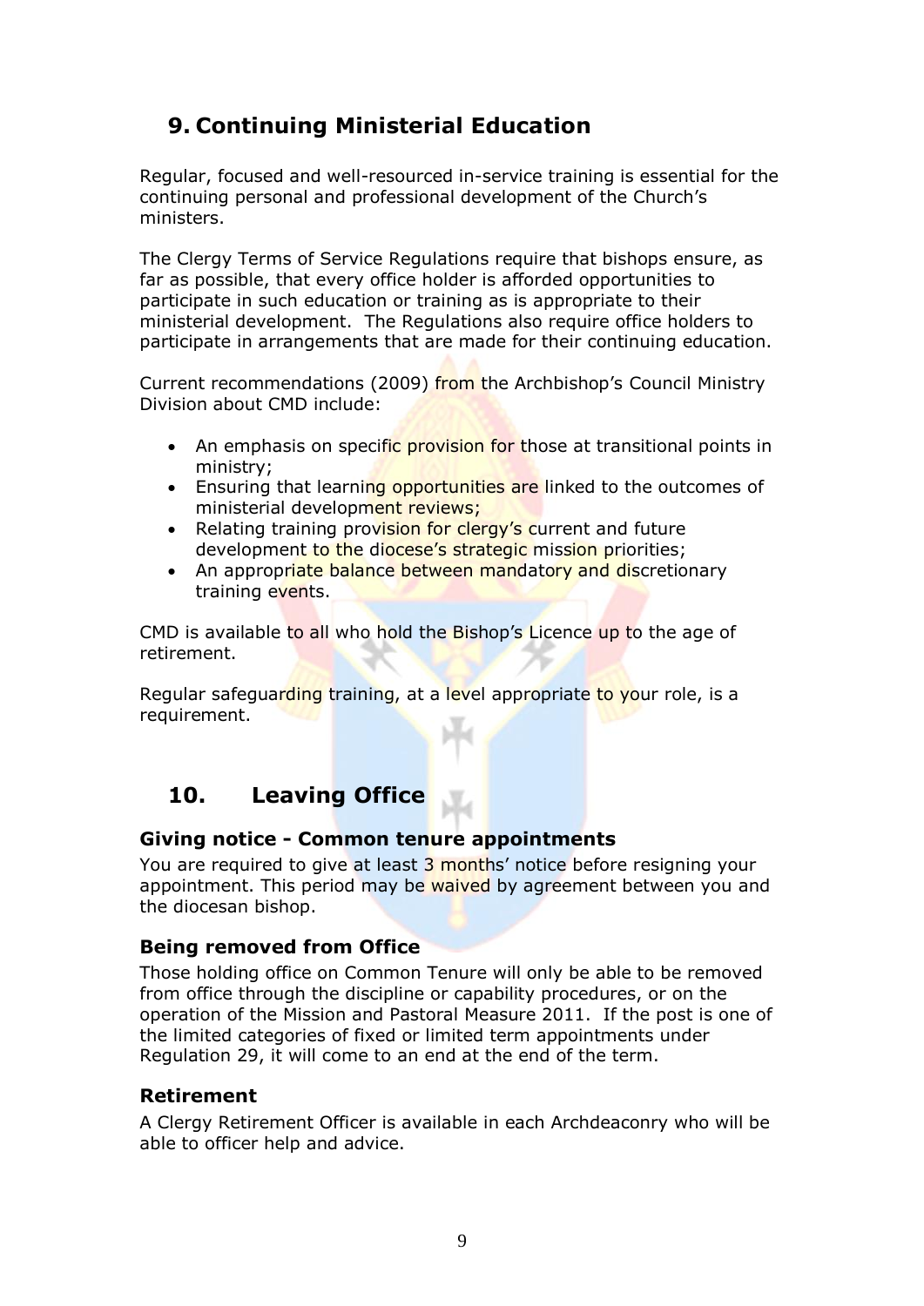## 9. Continuing Ministerial Education

Regular, focused and well-resourced in-service training is essential for the continuing personal and professional development of the Church's ministers.

The Clergy Terms of Service Regulations require that bishops ensure, as far as possible, that every office holder is afforded opportunities to participate in such education or training as is appropriate to their ministerial development. The Regulations also require office holders to participate in arrangements that are made for their continuing education.

Current recommendations (2009) from the Archbishop's Council Ministry Division about CMD include:

- An emphasis on specific provision for those at transitional points in ministry;
- Ensuring that learning opportunities are linked to the outcomes of ministerial development reviews;
- Relating training provision for clergy's current and future development to the diocese's strategic mission priorities;
- An appropriate balance between mandatory and discretionary training events.

CMD is available to all who hold the Bishop's Licence up to the age of retirement.

Regular safeguarding training, at a level appropriate to your role, is a requirement.

## 10. Leaving Office

### Giving notice - Common tenure appointments

You are required to give at least 3 months' notice before resigning your appointment. This period may be waived by agreement between you and the diocesan bishop.

### Being removed from Office

Those holding office on Common Tenure will only be able to be removed from office through the discipline or capability procedures, or on the operation of the Mission and Pastoral Measure 2011. If the post is one of the limited categories of fixed or limited term appointments under Regulation 29, it will come to an end at the end of the term.

### Retirement

A Clergy Retirement Officer is available in each Archdeaconry who will be able to officer help and advice.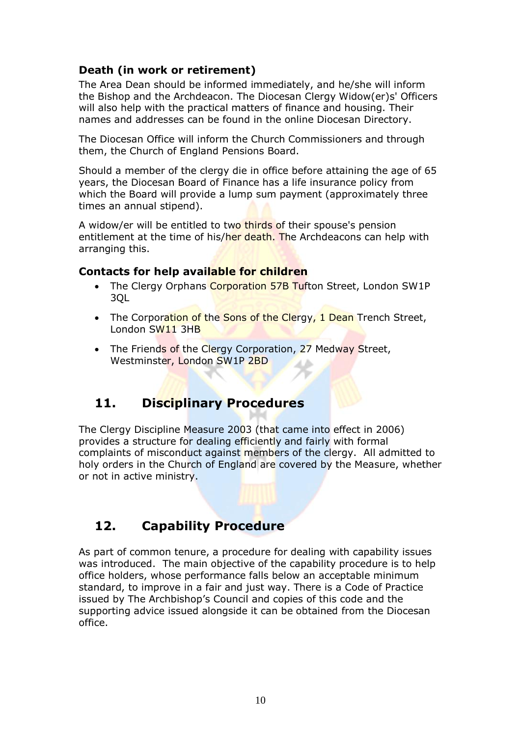### Death (in work or retirement)

The Area Dean should be informed immediately, and he/she will inform the Bishop and the Archdeacon. The Diocesan Clergy Widow(er)s' Officers will also help with the practical matters of finance and housing. Their names and addresses can be found in the online Diocesan Directory.

The Diocesan Office will inform the Church Commissioners and through them, the Church of England Pensions Board.

Should a member of the clergy die in office before attaining the age of 65 years, the Diocesan Board of Finance has a life insurance policy from which the Board will provide a lump sum payment (approximately three times an annual stipend).

A widow/er will be entitled to two thirds of their spouse's pension entitlement at the time of his/her death. The Archdeacons can help with arranging this.

### Contacts for help available for children

- The Clergy Orphans Corporation 57B Tufton Street, London SW1P 3QL
- The Corporation of the Sons of the Clergy, 1 Dean Trench Street, London SW11 3HB
- The Friends of the Clergy Corporation, 27 Medway Street, Westminster, London SW1P 2BD

## 11. Disciplinary Procedures

The Clergy Discipline Measure 2003 (that came into effect in 2006) provides a structure for dealing efficiently and fairly with formal complaints of misconduct against members of the clergy. All admitted to holy orders in the Church of England are covered by the Measure, whether or not in active ministry.

## 12. Capability Procedure

As part of common tenure, a procedure for dealing with capability issues was introduced. The main objective of the capability procedure is to help office holders, whose performance falls below an acceptable minimum standard, to improve in a fair and just way. There is a Code of Practice issued by The Archbishop's Council and copies of this code and the supporting advice issued alongside it can be obtained from the Diocesan office.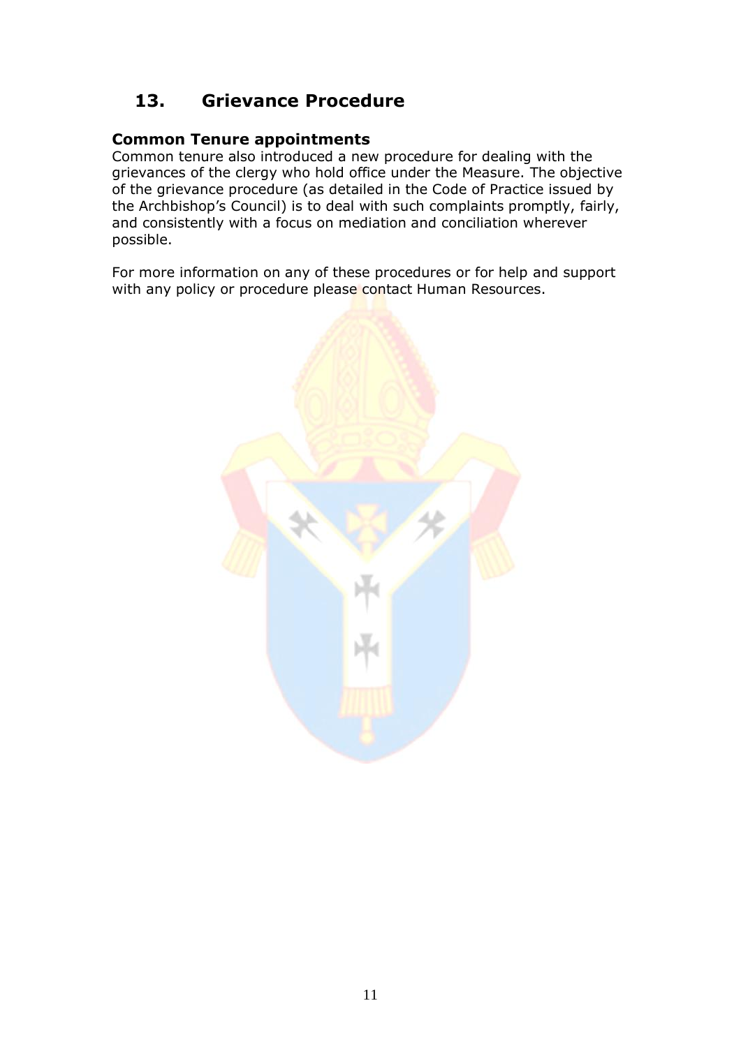## 13. Grievance Procedure

### Common Tenure appointments

Common tenure also introduced a new procedure for dealing with the grievances of the clergy who hold office under the Measure. The objective of the grievance procedure (as detailed in the Code of Practice issued by the Archbishop's Council) is to deal with such complaints promptly, fairly, and consistently with a focus on mediation and conciliation wherever possible.

For more information on any of these procedures or for help and support with any policy or procedure please contact Human Resources.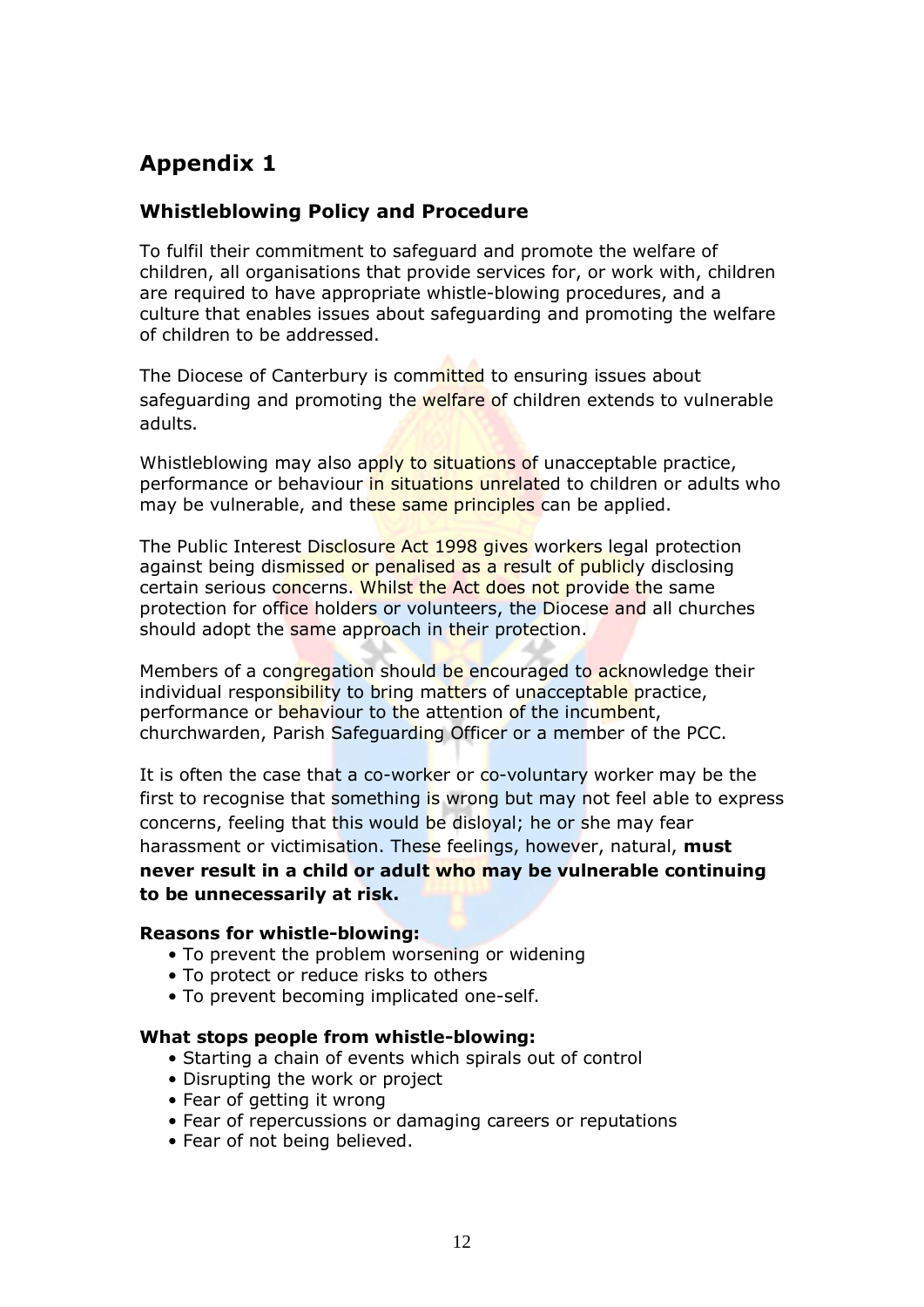# Appendix 1

## Whistleblowing Policy and Procedure

To fulfil their commitment to safeguard and promote the welfare of children, all organisations that provide services for, or work with, children are required to have appropriate whistle-blowing procedures, and a culture that enables issues about safeguarding and promoting the welfare of children to be addressed.

The Diocese of Canterbury is committed to ensuring issues about safeguarding and promoting the welfare of children extends to vulnerable adults.

Whistleblowing may also apply to situations of unacceptable practice, performance or behaviour in situations unrelated to children or adults who may be vulnerable, and these same principles can be applied.

The Public Interest Disclosure Act 1998 gives workers legal protection against being dismissed or penalised as a result of publicly disclosing certain serious concerns. Whilst the Act does not provide the same protection for office holders or volunteers, the Diocese and all churches should adopt the same approach in their protection.

Members of a congregation should be encouraged to acknowledge their individual responsibility to bring matters of unacceptable practice, performance or behaviour to the attention of the incumbent, churchwarden, Parish Safeguarding Officer or a member of the PCC.

It is often the case that a co-worker or co-voluntary worker may be the first to recognise that something is wrong but may not feel able to express concerns, feeling that this would be disloyal; he or she may fear harassment or victimisation. These feelings, however, natural, **must never result in a child or adult who may be vulnerable continuing to be unnecessarily at risk.**

**Reasons for whistle-blowing:**

- To prevent the problem worsening or widening
- To protect or reduce risks to others
- To prevent becoming implicated one-self.

**What stops people from whistle-blowing:**

- Starting a chain of events which spirals out of control
- Disrupting the work or project
- Fear of getting it wrong
- Fear of repercussions or damaging careers or reputations
- Fear of not being believed.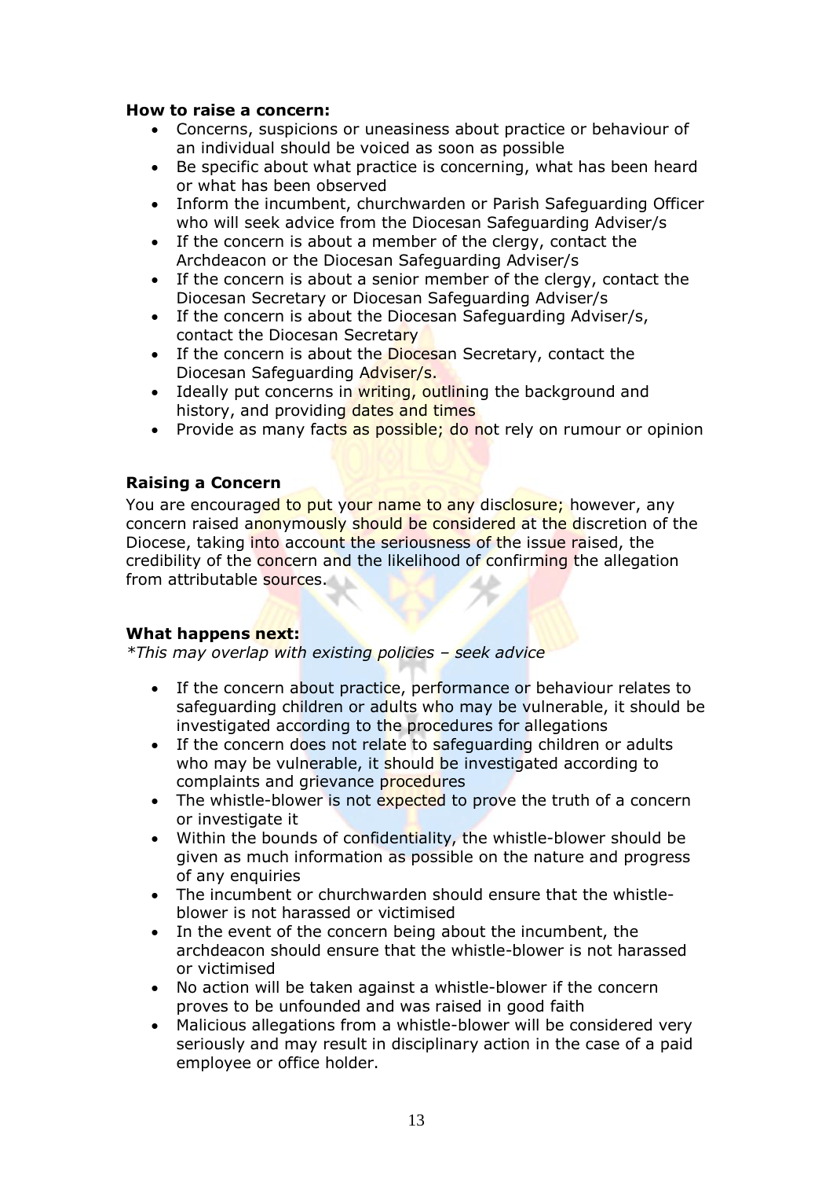**How to raise a concern:**

- Concerns, suspicions or uneasiness about practice or behaviour of an individual should be voiced as soon as possible
- Be specific about what practice is concerning, what has been heard or what has been observed
- Inform the incumbent, churchwarden or Parish Safeguarding Officer who will seek advice from the Diocesan Safeguarding Adviser/s
- If the concern is about a member of the clergy, contact the Archdeacon or the Diocesan Safeguarding Adviser/s
- If the concern is about a senior member of the clergy, contact the Diocesan Secretary or Diocesan Safeguarding Adviser/s
- If the concern is about the Diocesan Safeguarding Adviser/s, contact the Diocesan Secretary
- If the concern is about the Diocesan Secretary, contact the Diocesan Safeguarding Adviser/s.
- Ideally put concerns in writing, outlining the background and history, and providing dates and times
- Provide as many facts as possible; do not rely on rumour or opinion

**Raising a Concern**

You are encouraged to put your name to any disclosure; however, any concern raised anonymously should be considered at the discretion of the Diocese, taking into account the seriousness of the issue raised, the credibility of the concern and the likelihood of confirming the allegation from attributable sources.

**What happens next:**

*\*This may overlap with existing policies – seek advice*

- If the concern about practice, performance or behaviour relates to safeguarding children or adults who may be vulnerable, it should be investigated according to the procedures for allegations
- If the concern does not relate to safeguarding children or adults who may be vulnerable, it should be investigated according to complaints and grievance procedures
- The whistle-blower is not expected to prove the truth of a concern or investigate it
- Within the bounds of confidentiality, the whistle-blower should be given as much information as possible on the nature and progress of any enquiries
- The incumbent or churchwarden should ensure that the whistle-blower is not harassed or victimised
- In the event of the concern being about the incumbent, the archdeacon should ensure that the whistle-blower is not harassed or victimised
- No action will be taken against a whistle-blower if the concern proves to be unfounded and was raised in good faith
- Malicious allegations from a whistle-blower will be considered very seriously and may result in disciplinary action in the case of a paid employee or office holder.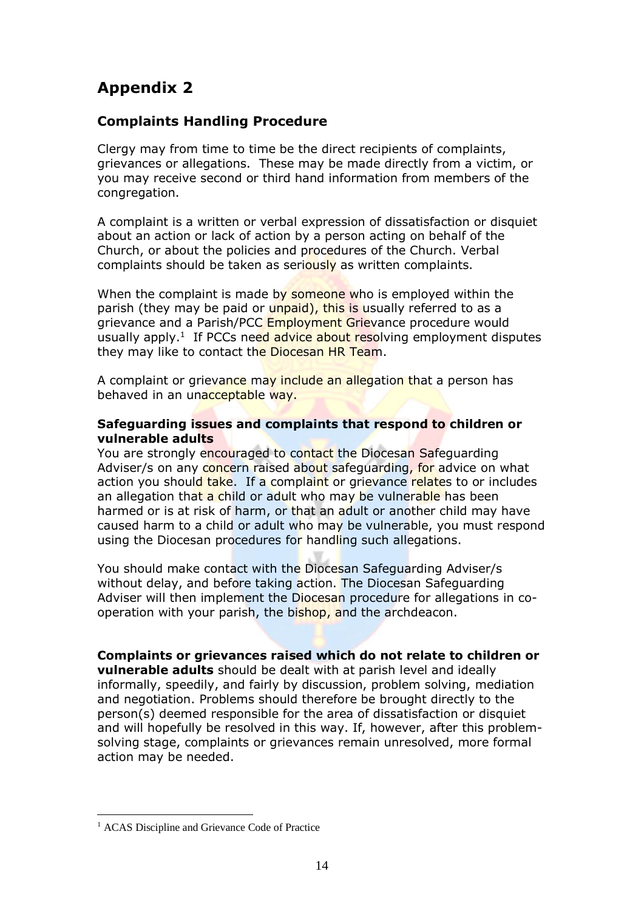# Appendix 2

## Complaints Handling Procedure

Clergy may from time to time be the direct recipients of complaints, grievances or allegations. These may be made directly from a victim, or you may receive second or third hand information from members of the congregation.

A complaint is a written or verbal expression of dissatisfaction or disquiet about an action or lack of action by a person acting on behalf of the Church, or about the policies and procedures of the Church. Verbal complaints should be taken as seriously as written complaints.

When the complaint is made by someone who is employed within the parish (they may be paid or unpaid), this is usually referred to as a grievance and a Parish/PCC Employment Grievance procedure would usually apply.[1] If PCCs need advice about resolving employment disputes they may like to contact the Diocesan HR Team.

A complaint or grievance may include an allegation that a person has behaved in an unacceptable way.

**Safeguarding issues and complaints that respond to children or vulnerable adults**
You are strongly encouraged to contact the Diocesan Safeguarding Adviser/s on any concern raised about safeguarding, for advice on what action you should take. If a complaint or grievance relates to or includes an allegation that a child or adult who may be vulnerable has been harmed or is at risk of harm, or that an adult or another child may have caused harm to a child or adult who may be vulnerable, you must respond using the Diocesan procedures for handling such allegations.

You should make contact with the Diocesan Safeguarding Adviser/s without delay, and before taking action. The Diocesan Safeguarding Adviser will then implement the Diocesan procedure for allegations in co-operation with your parish, the bishop, and the archdeacon.

**Complaints or grievances raised which do not relate to children or vulnerable adults** should be dealt with at parish level and ideally informally, speedily, and fairly by discussion, problem solving, mediation and negotiation. Problems should therefore be brought directly to the person(s) deemed responsible for the area of dissatisfaction or disquiet and will hopefully be resolved in this way. If, however, after this problem-solving stage, complaints or grievances remain unresolved, more formal action may be needed.

---

[1] ACAS Discipline and Grievance Code of Practice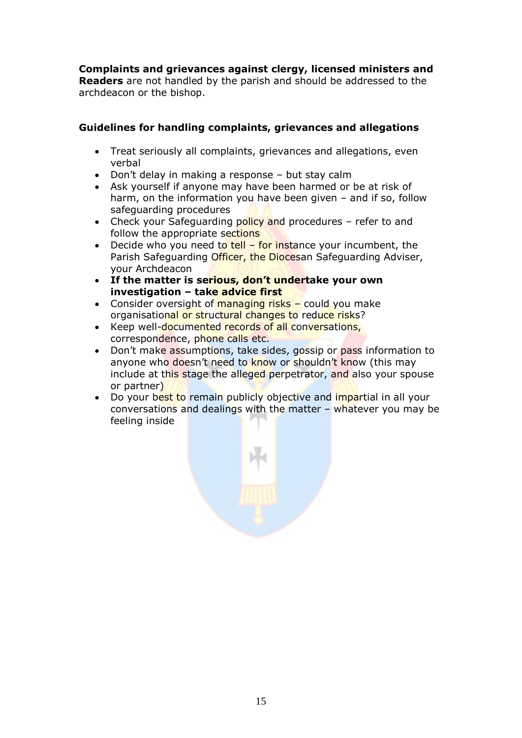**Complaints and grievances against clergy, licensed ministers and Readers** are not handled by the parish and should be addressed to the archdeacon or the bishop.

### Guidelines for handling complaints, grievances and allegations

- Treat seriously all complaints, grievances and allegations, even verbal
- Don't delay in making a response – but stay calm
- Ask yourself if anyone may have been harmed or be at risk of harm, on the information you have been given – and if so, follow safeguarding procedures
- Check your Safeguarding policy and procedures – refer to and follow the appropriate sections
- Decide who you need to tell – for instance your incumbent, the Parish Safeguarding Officer, the Diocesan Safeguarding Adviser, your Archdeacon
- **If the matter is serious, don't undertake your own investigation – take advice first**
- Consider oversight of managing risks – could you make organisational or structural changes to reduce risks?
- Keep well-documented records of all conversations, correspondence, phone calls etc.
- Don't make assumptions, take sides, gossip or pass information to anyone who doesn't need to know or shouldn't know (this may include at this stage the alleged perpetrator, and also your spouse or partner)
- Do your best to remain publicly objective and impartial in all your conversations and dealings with the matter – whatever you may be feeling inside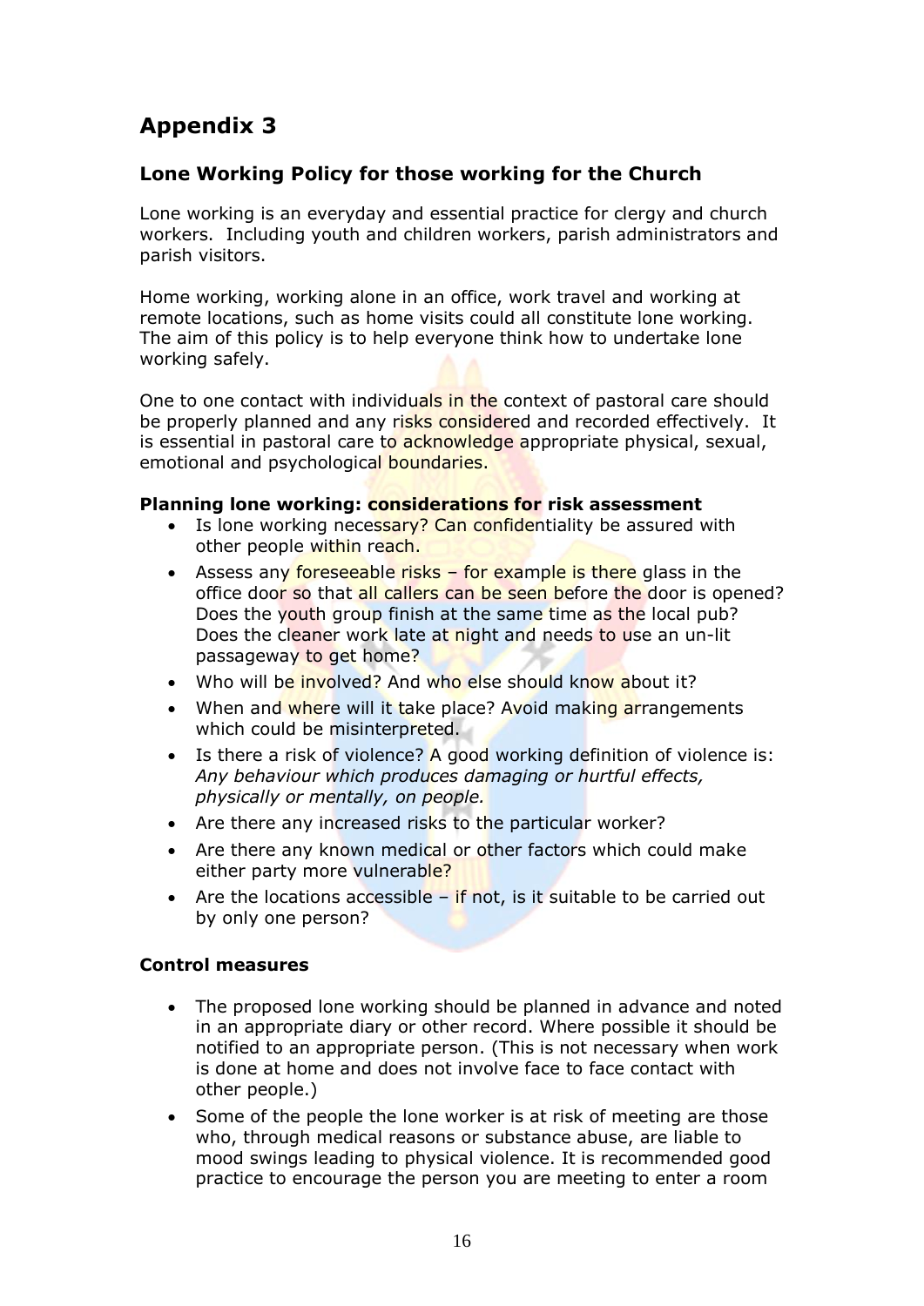# Appendix 3

## Lone Working Policy for those working for the Church

Lone working is an everyday and essential practice for clergy and church workers. Including youth and children workers, parish administrators and parish visitors.

Home working, working alone in an office, work travel and working at remote locations, such as home visits could all constitute lone working. The aim of this policy is to help everyone think how to undertake lone working safely.

One to one contact with individuals in the context of pastoral care should be properly planned and any risks considered and recorded effectively. It is essential in pastoral care to acknowledge appropriate physical, sexual, emotional and psychological boundaries.

**Planning lone working: considerations for risk assessment**

- Is lone working necessary? Can confidentiality be assured with other people within reach.
- Assess any foreseeable risks – for example is there glass in the office door so that all callers can be seen before the door is opened? Does the youth group finish at the same time as the local pub? Does the cleaner work late at night and needs to use an un-lit passageway to get home?
- Who will be involved? And who else should know about it?
- When and where will it take place? Avoid making arrangements which could be misinterpreted.
- Is there a risk of violence? A good working definition of violence is: *Any behaviour which produces damaging or hurtful effects, physically or mentally, on people.*
- Are there any increased risks to the particular worker?
- Are there any known medical or other factors which could make either party more vulnerable?
- Are the locations accessible – if not, is it suitable to be carried out by only one person?

**Control measures**

- The proposed lone working should be planned in advance and noted in an appropriate diary or other record. Where possible it should be notified to an appropriate person. (This is not necessary when work is done at home and does not involve face to face contact with other people.)
- Some of the people the lone worker is at risk of meeting are those who, through medical reasons or substance abuse, are liable to mood swings leading to physical violence. It is recommended good practice to encourage the person you are meeting to enter a room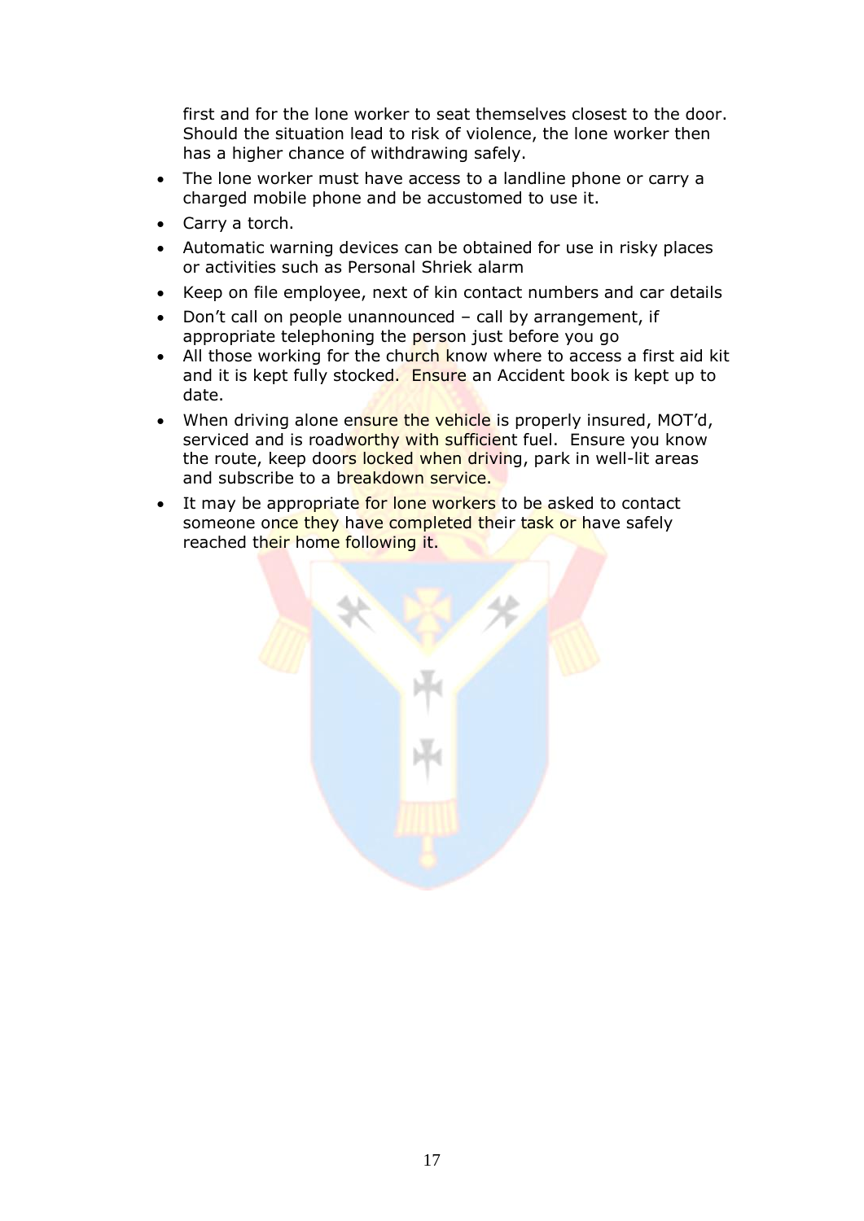first and for the lone worker to seat themselves closest to the door. Should the situation lead to risk of violence, the lone worker then has a higher chance of withdrawing safely.

- The lone worker must have access to a landline phone or carry a charged mobile phone and be accustomed to use it.
- Carry a torch.
- Automatic warning devices can be obtained for use in risky places or activities such as Personal Shriek alarm
- Keep on file employee, next of kin contact numbers and car details
- Don't call on people unannounced – call by arrangement, if appropriate telephoning the person just before you go
- All those working for the church know where to access a first aid kit and it is kept fully stocked. Ensure an Accident book is kept up to date.
- When driving alone ensure the vehicle is properly insured, MOT'd, serviced and is roadworthy with sufficient fuel. Ensure you know the route, keep doors locked when driving, park in well-lit areas and subscribe to a breakdown service.
- It may be appropriate for lone workers to be asked to contact someone once they have completed their task or have safely reached their home following it.